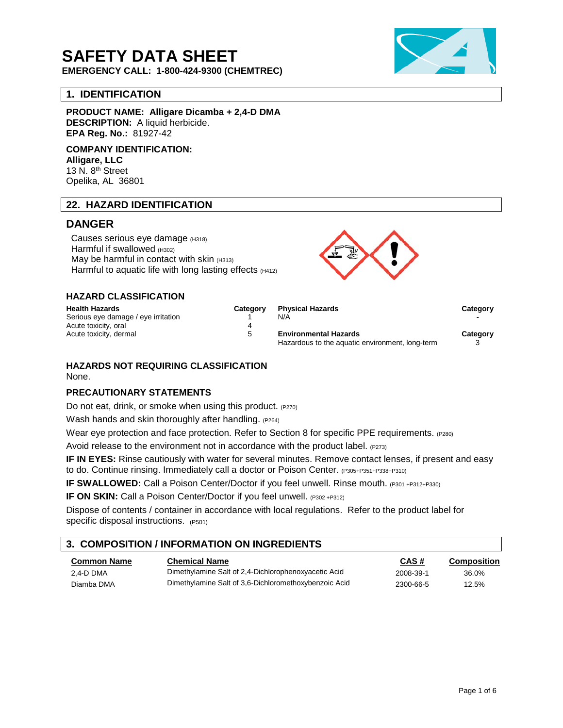# SAFETY DATA SHEET

**EMERGENCY CALL: 1-800-424-9300 (CHEMTREC)**

## 1. IDENTIFICATION

**PRODUCT NAME: Alligare Dicamba + 2,4-D DMA**
**DESCRIPTION:** A liquid herbicide.
**EPA Reg. No.:** 81927-42

**COMPANY IDENTIFICATION:**
**Alligare, LLC**
13 N. 8th Street
Opelika, AL 36801

## 22. HAZARD IDENTIFICATION

## DANGER

Causes serious eye damage (H318)
Harmful if swallowed (H302)
May be harmful in contact with skin (H313)
Harmful to aquatic life with long lasting effects (H412)

### HAZARD CLASSIFICATION

| Health Hazards | Category |
|---|---|
| Serious eye damage / eye irritation | 1 |
| Acute toxicity, oral | 4 |
| Acute toxicity, dermal | 5 |

| Physical Hazards | Category |
|---|---|
| N/A | - |

| Environmental Hazards | Category |
|---|---|
| Hazardous to the aquatic environment, long-term | 3 |

### HAZARDS NOT REQUIRING CLASSIFICATION

None.

### PRECAUTIONARY STATEMENTS

Do not eat, drink, or smoke when using this product. (P270)

Wash hands and skin thoroughly after handling. (P264)

Wear eye protection and face protection. Refer to Section 8 for specific PPE requirements. (P280)

Avoid release to the environment not in accordance with the product label. (P273)

**IF IN EYES:** Rinse cautiously with water for several minutes. Remove contact lenses, if present and easy to do. Continue rinsing. Immediately call a doctor or Poison Center. (P305+P351+P338+P310)

**IF SWALLOWED:** Call a Poison Center/Doctor if you feel unwell. Rinse mouth. (P301 +P312+P330)

**IF ON SKIN:** Call a Poison Center/Doctor if you feel unwell. (P302 +P312)

Dispose of contents / container in accordance with local regulations. Refer to the product label for specific disposal instructions. (P501)

## 3. COMPOSITION / INFORMATION ON INGREDIENTS

| Common Name | Chemical Name | CAS # | Composition |
|---|---|---|---|
| 2,4-D DMA | Dimethylamine Salt of 2,4-Dichlorophenoxyacetic Acid | 2008-39-1 | 36.0% |
| Diamba DMA | Dimethylamine Salt of 3,6-Dichloromethoxybenzoic Acid | 2300-66-5 | 12.5% |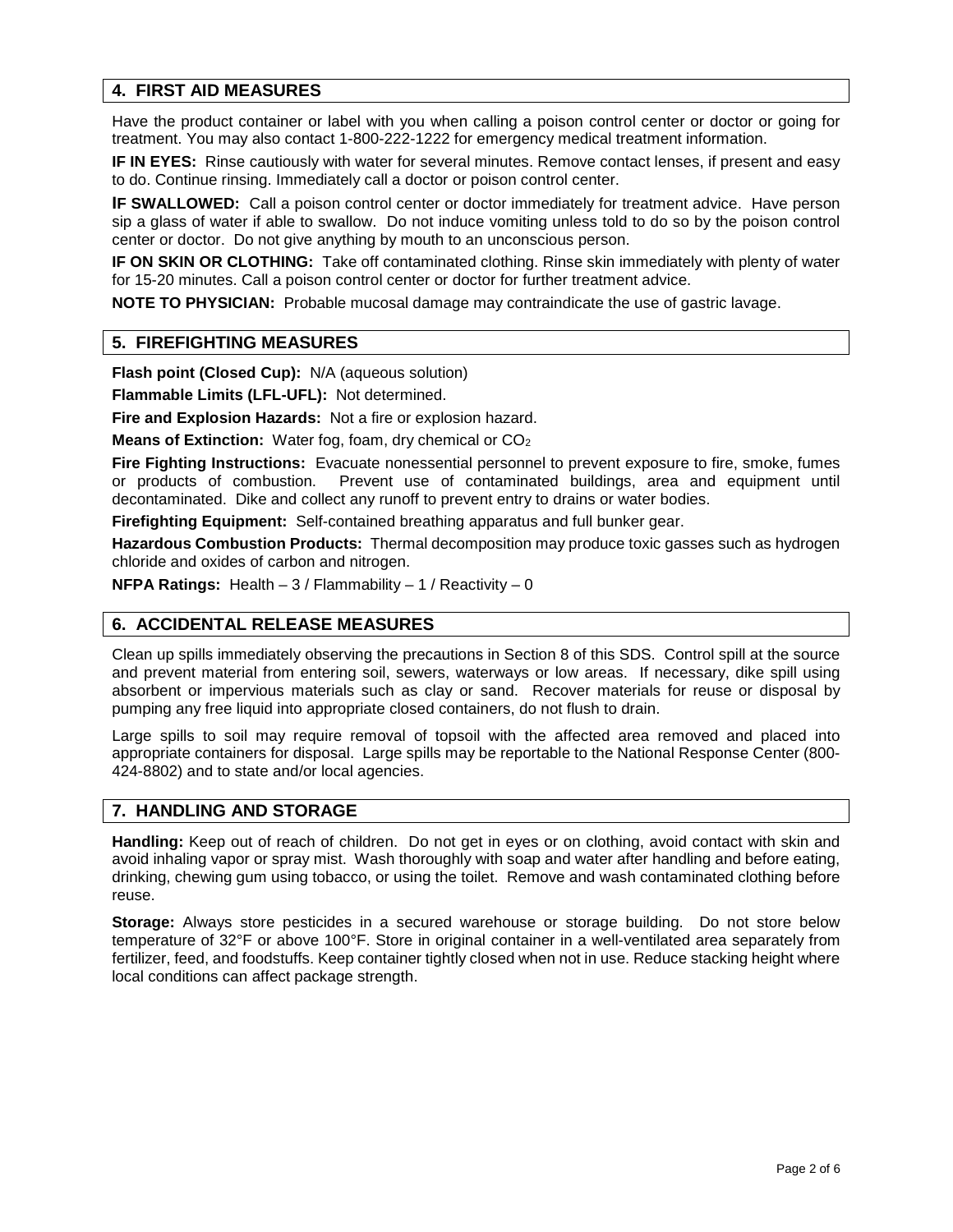## 4. FIRST AID MEASURES

Have the product container or label with you when calling a poison control center or doctor or going for treatment. You may also contact 1-800-222-1222 for emergency medical treatment information.

**IF IN EYES:** Rinse cautiously with water for several minutes. Remove contact lenses, if present and easy to do. Continue rinsing. Immediately call a doctor or poison control center.

**IF SWALLOWED:** Call a poison control center or doctor immediately for treatment advice. Have person sip a glass of water if able to swallow. Do not induce vomiting unless told to do so by the poison control center or doctor. Do not give anything by mouth to an unconscious person.

**IF ON SKIN OR CLOTHING:** Take off contaminated clothing. Rinse skin immediately with plenty of water for 15-20 minutes. Call a poison control center or doctor for further treatment advice.

**NOTE TO PHYSICIAN:** Probable mucosal damage may contraindicate the use of gastric lavage.

## 5. FIREFIGHTING MEASURES

**Flash point (Closed Cup):** N/A (aqueous solution)

**Flammable Limits (LFL-UFL):** Not determined.

**Fire and Explosion Hazards:** Not a fire or explosion hazard.

**Means of Extinction:** Water fog, foam, dry chemical or $CO_2$

**Fire Fighting Instructions:** Evacuate nonessential personnel to prevent exposure to fire, smoke, fumes or products of combustion. Prevent use of contaminated buildings, area and equipment until decontaminated. Dike and collect any runoff to prevent entry to drains or water bodies.

**Firefighting Equipment:** Self-contained breathing apparatus and full bunker gear.

**Hazardous Combustion Products:** Thermal decomposition may produce toxic gasses such as hydrogen chloride and oxides of carbon and nitrogen.

**NFPA Ratings:** Health – 3 / Flammability – 1 / Reactivity – 0

## 6. ACCIDENTAL RELEASE MEASURES

Clean up spills immediately observing the precautions in Section 8 of this SDS. Control spill at the source and prevent material from entering soil, sewers, waterways or low areas. If necessary, dike spill using absorbent or impervious materials such as clay or sand. Recover materials for reuse or disposal by pumping any free liquid into appropriate closed containers, do not flush to drain.

Large spills to soil may require removal of topsoil with the affected area removed and placed into appropriate containers for disposal. Large spills may be reportable to the National Response Center (800-424-8802) and to state and/or local agencies.

## 7. HANDLING AND STORAGE

**Handling:** Keep out of reach of children. Do not get in eyes or on clothing, avoid contact with skin and avoid inhaling vapor or spray mist. Wash thoroughly with soap and water after handling and before eating, drinking, chewing gum using tobacco, or using the toilet. Remove and wash contaminated clothing before reuse.

**Storage:** Always store pesticides in a secured warehouse or storage building. Do not store below temperature of 32°F or above 100°F. Store in original container in a well-ventilated area separately from fertilizer, feed, and foodstuffs. Keep container tightly closed when not in use. Reduce stacking height where local conditions can affect package strength.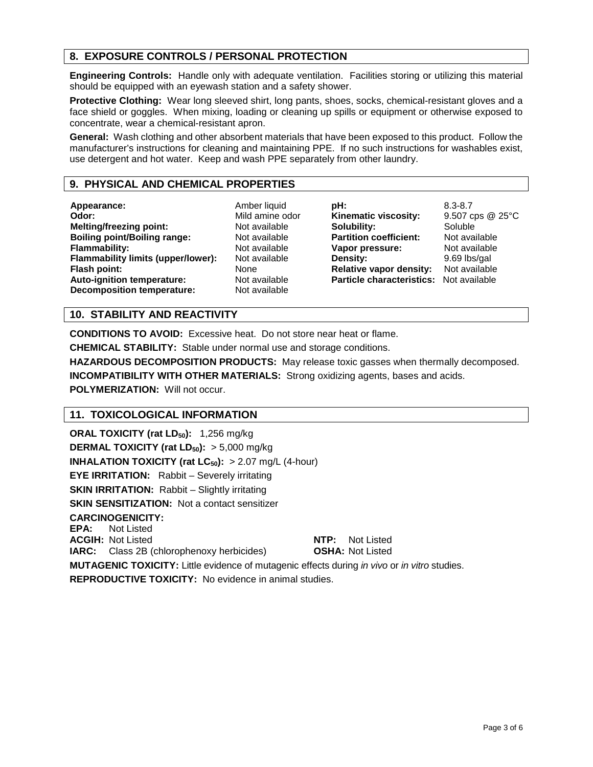## 8. EXPOSURE CONTROLS / PERSONAL PROTECTION

**Engineering Controls:** Handle only with adequate ventilation. Facilities storing or utilizing this material should be equipped with an eyewash station and a safety shower.

**Protective Clothing:** Wear long sleeved shirt, long pants, shoes, socks, chemical-resistant gloves and a face shield or goggles. When mixing, loading or cleaning up spills or equipment or otherwise exposed to concentrate, wear a chemical-resistant apron.

**General:** Wash clothing and other absorbent materials that have been exposed to this product. Follow the manufacturer's instructions for cleaning and maintaining PPE. If no such instructions for washables exist, use detergent and hot water. Keep and wash PPE separately from other laundry.

## 9. PHYSICAL AND CHEMICAL PROPERTIES

| | | | |
|---|---|---|---|
| **Appearance:** | Amber liquid | **pH:** | 8.3-8.7 |
| **Odor:** | Mild amine odor | **Kinematic viscosity:** | 9.507 cps @ 25°C |
| **Melting/freezing point:** | Not available | **Solubility:** | Soluble |
| **Boiling point/Boiling range:** | Not available | **Partition coefficient:** | Not available |
| **Flammability:** | Not available | **Vapor pressure:** | Not available |
| **Flammability limits (upper/lower):** | Not available | **Density:** | 9.69 lbs/gal |
| **Flash point:** | None | **Relative vapor density:** | Not available |
| **Auto-ignition temperature:** | Not available | **Particle characteristics:** | Not available |
| **Decomposition temperature:** | Not available | | |

## 10. STABILITY AND REACTIVITY

**CONDITIONS TO AVOID:** Excessive heat. Do not store near heat or flame.

**CHEMICAL STABILITY:** Stable under normal use and storage conditions.

**HAZARDOUS DECOMPOSITION PRODUCTS:** May release toxic gasses when thermally decomposed.

**INCOMPATIBILITY WITH OTHER MATERIALS:** Strong oxidizing agents, bases and acids.

**POLYMERIZATION:** Will not occur.

## 11. TOXICOLOGICAL INFORMATION

**ORAL TOXICITY (rat $LD_{50}$):** 1,256 mg/kg

**DERMAL TOXICITY (rat $LD_{50}$):** > 5,000 mg/kg

**INHALATION TOXICITY (rat $LC_{50}$):** > 2.07 mg/L (4-hour)

**EYE IRRITATION:** Rabbit – Severely irritating

**SKIN IRRITATION:** Rabbit – Slightly irritating

**SKIN SENSITIZATION:** Not a contact sensitizer

**CARCINOGENICITY:**

**EPA:** Not Listed

**ACGIH:** Not Listed

**NTP:** Not Listed

**IARC:** Class 2B (chlorophenoxy herbicides)

**OSHA:** Not Listed

**MUTAGENIC TOXICITY:** Little evidence of mutagenic effects during *in vivo* or *in vitro* studies.

**REPRODUCTIVE TOXICITY:** No evidence in animal studies.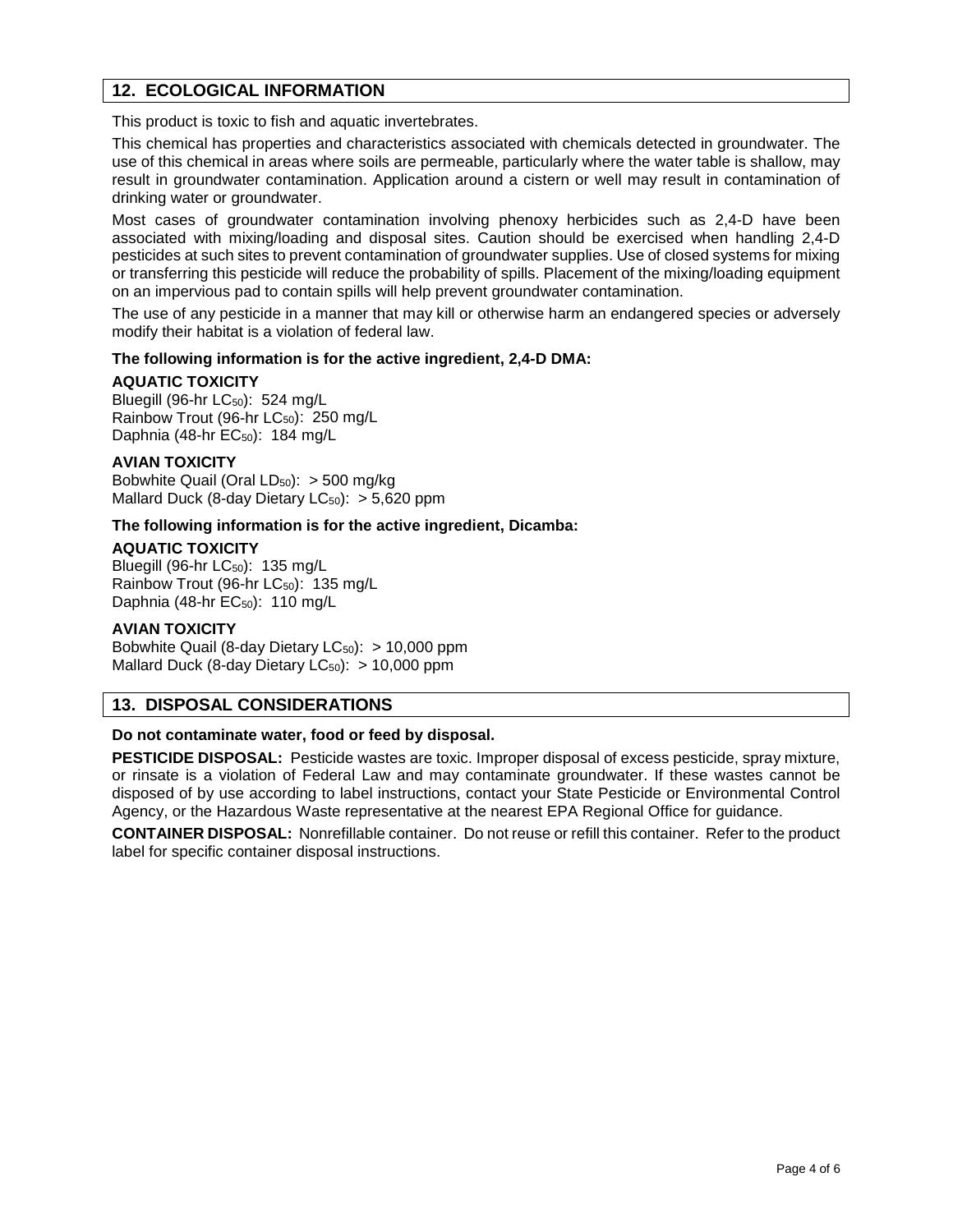## 12. ECOLOGICAL INFORMATION

This product is toxic to fish and aquatic invertebrates.

This chemical has properties and characteristics associated with chemicals detected in groundwater. The use of this chemical in areas where soils are permeable, particularly where the water table is shallow, may result in groundwater contamination. Application around a cistern or well may result in contamination of drinking water or groundwater.

Most cases of groundwater contamination involving phenoxy herbicides such as 2,4-D have been associated with mixing/loading and disposal sites. Caution should be exercised when handling 2,4-D pesticides at such sites to prevent contamination of groundwater supplies. Use of closed systems for mixing or transferring this pesticide will reduce the probability of spills. Placement of the mixing/loading equipment on an impervious pad to contain spills will help prevent groundwater contamination.

The use of any pesticide in a manner that may kill or otherwise harm an endangered species or adversely modify their habitat is a violation of federal law.

**The following information is for the active ingredient, 2,4-D DMA:**

**AQUATIC TOXICITY**

Bluegill (96-hr $LC_{50}$): 524 mg/L
Rainbow Trout (96-hr $LC_{50}$): 250 mg/L
Daphnia (48-hr $EC_{50}$): 184 mg/L

**AVIAN TOXICITY**

Bobwhite Quail (Oral $LD_{50}$): > 500 mg/kg
Mallard Duck (8-day Dietary $LC_{50}$): > 5,620 ppm

**The following information is for the active ingredient, Dicamba:**

**AQUATIC TOXICITY**

Bluegill (96-hr $LC_{50}$): 135 mg/L
Rainbow Trout (96-hr $LC_{50}$): 135 mg/L
Daphnia (48-hr $EC_{50}$): 110 mg/L

**AVIAN TOXICITY**

Bobwhite Quail (8-day Dietary $LC_{50}$): > 10,000 ppm
Mallard Duck (8-day Dietary $LC_{50}$): > 10,000 ppm

## 13. DISPOSAL CONSIDERATIONS

**Do not contaminate water, food or feed by disposal.**

**PESTICIDE DISPOSAL:** Pesticide wastes are toxic. Improper disposal of excess pesticide, spray mixture, or rinsate is a violation of Federal Law and may contaminate groundwater. If these wastes cannot be disposed of by use according to label instructions, contact your State Pesticide or Environmental Control Agency, or the Hazardous Waste representative at the nearest EPA Regional Office for guidance.

**CONTAINER DISPOSAL:** Nonrefillable container. Do not reuse or refill this container. Refer to the product label for specific container disposal instructions.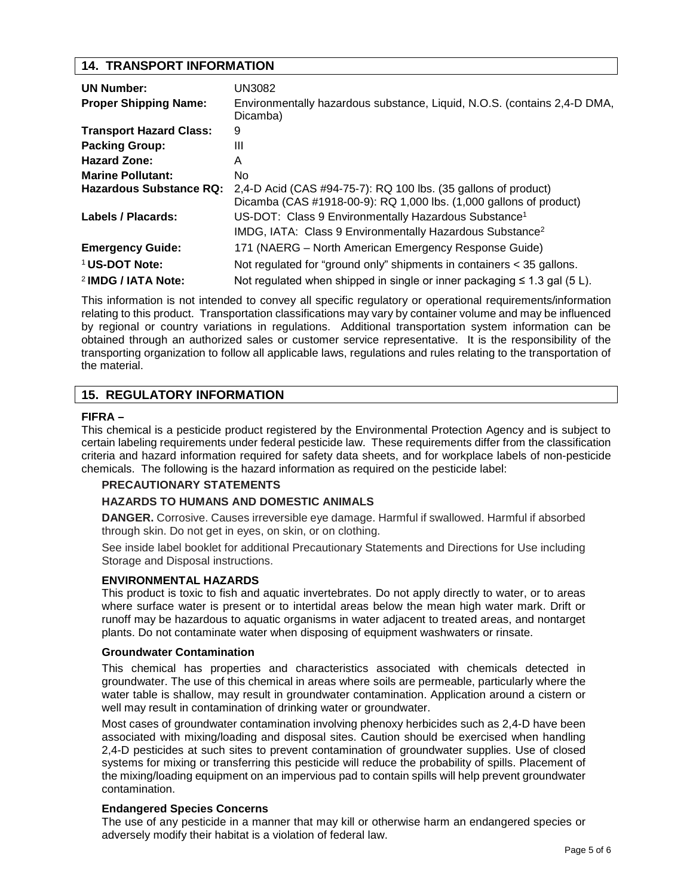## 14. TRANSPORT INFORMATION

| | |
|---|---|
| **UN Number:** | UN3082 |
| **Proper Shipping Name:** | Environmentally hazardous substance, Liquid, N.O.S. (contains 2,4-D DMA, Dicamba) |
| **Transport Hazard Class:** | 9 |
| **Packing Group:** | III |
| **Hazard Zone:** | A |
| **Marine Pollutant:** | No |
| **Hazardous Substance RQ:** | 2,4-D Acid (CAS #94-75-7): RQ 100 lbs. (35 gallons of product)<br>Dicamba (CAS #1918-00-9): RQ 1,000 lbs. (1,000 gallons of product) |
| **Labels / Placards:** | US-DOT: Class 9 Environmentally Hazardous Substance[1]<br>IMDG, IATA: Class 9 Environmentally Hazardous Substance[2] |
| **Emergency Guide:** | 171 (NAERG – North American Emergency Response Guide) |
| [1] **US-DOT Note:** | Not regulated for "ground only" shipments in containers < 35 gallons. |
| [2] **IMDG / IATA Note:** | Not regulated when shipped in single or inner packaging ≤ 1.3 gal (5 L). |

This information is not intended to convey all specific regulatory or operational requirements/information relating to this product. Transportation classifications may vary by container volume and may be influenced by regional or country variations in regulations. Additional transportation system information can be obtained through an authorized sales or customer service representative. It is the responsibility of the transporting organization to follow all applicable laws, regulations and rules relating to the transportation of the material.

## 15. REGULATORY INFORMATION

**FIFRA –**

This chemical is a pesticide product registered by the Environmental Protection Agency and is subject to certain labeling requirements under federal pesticide law. These requirements differ from the classification criteria and hazard information required for safety data sheets, and for workplace labels of non-pesticide chemicals. The following is the hazard information as required on the pesticide label:

### PRECAUTIONARY STATEMENTS

### HAZARDS TO HUMANS AND DOMESTIC ANIMALS

**DANGER.** Corrosive. Causes irreversible eye damage. Harmful if swallowed. Harmful if absorbed through skin. Do not get in eyes, on skin, or on clothing.

See inside label booklet for additional Precautionary Statements and Directions for Use including Storage and Disposal instructions.

### ENVIRONMENTAL HAZARDS

This product is toxic to fish and aquatic invertebrates. Do not apply directly to water, or to areas where surface water is present or to intertidal areas below the mean high water mark. Drift or runoff may be hazardous to aquatic organisms in water adjacent to treated areas, and nontarget plants. Do not contaminate water when disposing of equipment washwaters or rinsate.

### Groundwater Contamination

This chemical has properties and characteristics associated with chemicals detected in groundwater. The use of this chemical in areas where soils are permeable, particularly where the water table is shallow, may result in groundwater contamination. Application around a cistern or well may result in contamination of drinking water or groundwater.

Most cases of groundwater contamination involving phenoxy herbicides such as 2,4-D have been associated with mixing/loading and disposal sites. Caution should be exercised when handling 2,4-D pesticides at such sites to prevent contamination of groundwater supplies. Use of closed systems for mixing or transferring this pesticide will reduce the probability of spills. Placement of the mixing/loading equipment on an impervious pad to contain spills will help prevent groundwater contamination.

### Endangered Species Concerns

The use of any pesticide in a manner that may kill or otherwise harm an endangered species or adversely modify their habitat is a violation of federal law.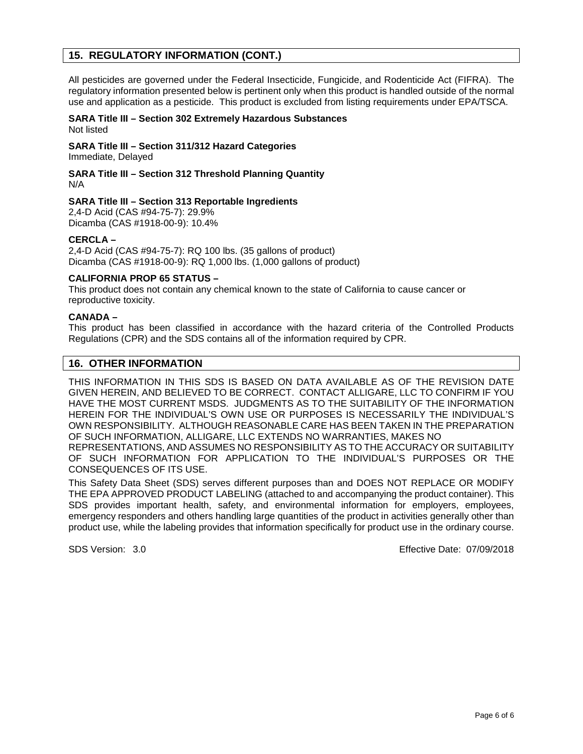## 15. REGULATORY INFORMATION (CONT.)

All pesticides are governed under the Federal Insecticide, Fungicide, and Rodenticide Act (FIFRA). The regulatory information presented below is pertinent only when this product is handled outside of the normal use and application as a pesticide. This product is excluded from listing requirements under EPA/TSCA.

**SARA Title III – Section 302 Extremely Hazardous Substances**
Not listed

**SARA Title III – Section 311/312 Hazard Categories**
Immediate, Delayed

**SARA Title III – Section 312 Threshold Planning Quantity**
N/A

**SARA Title III – Section 313 Reportable Ingredients**
2,4-D Acid (CAS #94-75-7): 29.9%
Dicamba (CAS #1918-00-9): 10.4%

**CERCLA –**
2,4-D Acid (CAS #94-75-7): RQ 100 lbs. (35 gallons of product)
Dicamba (CAS #1918-00-9): RQ 1,000 lbs. (1,000 gallons of product)

**CALIFORNIA PROP 65 STATUS –**
This product does not contain any chemical known to the state of California to cause cancer or reproductive toxicity.

**CANADA –**
This product has been classified in accordance with the hazard criteria of the Controlled Products Regulations (CPR) and the SDS contains all of the information required by CPR.

## 16. OTHER INFORMATION

THIS INFORMATION IN THIS SDS IS BASED ON DATA AVAILABLE AS OF THE REVISION DATE GIVEN HEREIN, AND BELIEVED TO BE CORRECT. CONTACT ALLIGARE, LLC TO CONFIRM IF YOU HAVE THE MOST CURRENT MSDS. JUDGMENTS AS TO THE SUITABILITY OF THE INFORMATION HEREIN FOR THE INDIVIDUAL'S OWN USE OR PURPOSES IS NECESSARILY THE INDIVIDUAL'S OWN RESPONSIBILITY. ALTHOUGH REASONABLE CARE HAS BEEN TAKEN IN THE PREPARATION OF SUCH INFORMATION, ALLIGARE, LLC EXTENDS NO WARRANTIES, MAKES NO REPRESENTATIONS, AND ASSUMES NO RESPONSIBILITY AS TO THE ACCURACY OR SUITABILITY OF SUCH INFORMATION FOR APPLICATION TO THE INDIVIDUAL'S PURPOSES OR THE CONSEQUENCES OF ITS USE.

This Safety Data Sheet (SDS) serves different purposes than and DOES NOT REPLACE OR MODIFY THE EPA APPROVED PRODUCT LABELING (attached to and accompanying the product container). This SDS provides important health, safety, and environmental information for employers, employees, emergency responders and others handling large quantities of the product in activities generally other than product use, while the labeling provides that information specifically for product use in the ordinary course.

SDS Version: 3.0 Effective Date: 07/09/2018